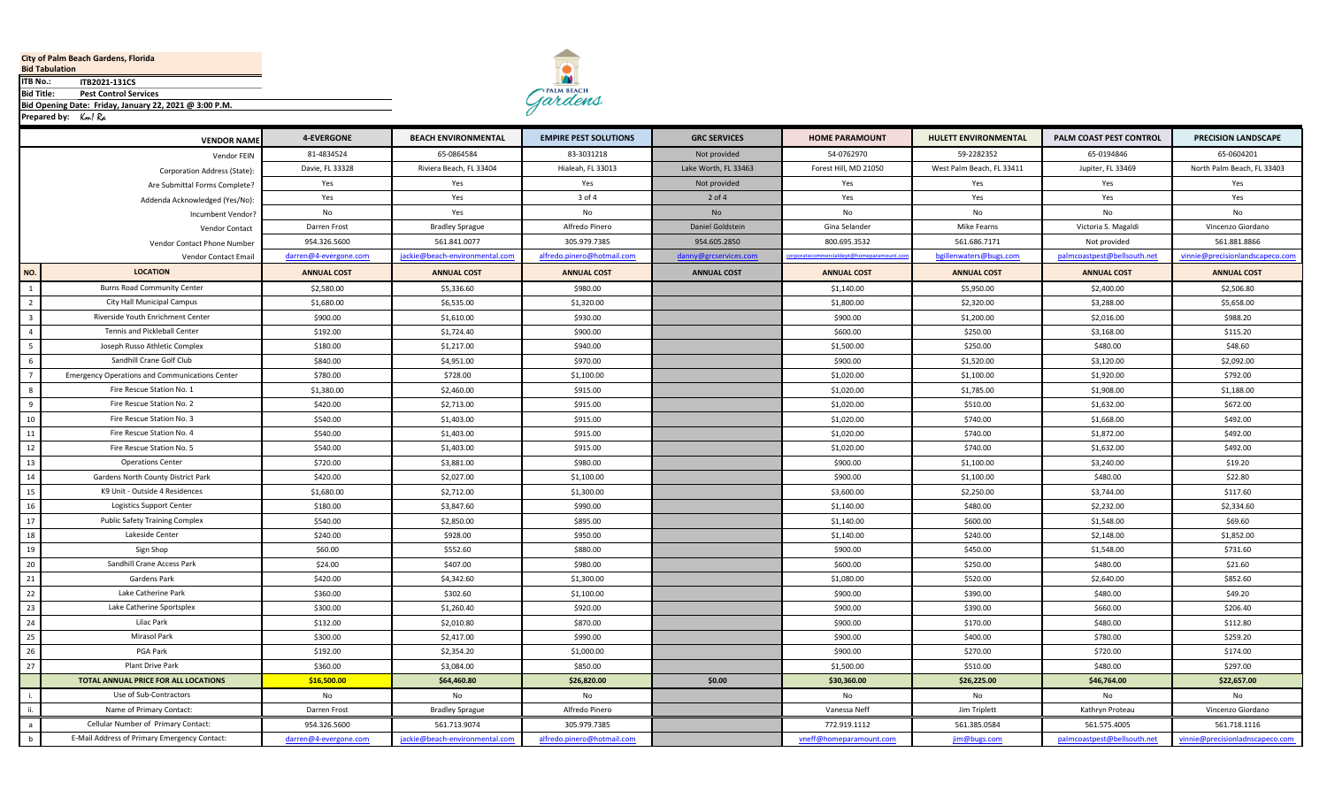**City of Palm Beach Gardens, Florida**
**Bid Tabulation**

**ITB No.:** ITB2021-131CS

**Bid Title:** Pest Control Services

**Bid Opening Date: Friday, January 22, 2021 @ 3:00 P.M.**

**Prepared by:** Km! Ra

| NO. | VENDOR NAME | 4-EVERGONE | BEACH ENVIRONMENTAL | EMPIRE PEST SOLUTIONS | GRC SERVICES | HOME PARAMOUNT | HULETT ENVIRONMENTAL | PALM COAST PEST CONTROL | PRECISION LANDSCAPE |
|---|---|---|---|---|---|---|---|---|---|
| | Vendor FEIN | 81-4834524 | 65-0864584 | 83-3031218 | Not provided | 54-0762970 | 59-2282352 | 65-0194846 | 65-0604201 |
| | Corporation Address (State): | Davie, FL 33328 | Riviera Beach, FL 33404 | Hialeah, FL 33013 | Lake Worth, FL 33463 | Forest Hill, MD 21050 | West Palm Beach, FL 33411 | Jupiter, FL 33469 | North Palm Beach, FL 33403 |
| | Are Submittal Forms Complete? | Yes | Yes | Yes | Not provided | Yes | Yes | Yes | Yes |
| | Addenda Acknowledged (Yes/No): | Yes | Yes | 3 of 4 | 2 of 4 | Yes | Yes | Yes | Yes |
| | Incumbent Vendor? | No | Yes | No | No | No | No | No | No |
| | Vendor Contact | Darren Frost | Bradley Sprague | Alfredo Pinero | Daniel Goldstein | Gina Selander | Mike Fearns | Victoria S. Magaldi | Vincenzo Giordano |
| | Vendor Contact Phone Number | 954.326.5600 | 561.841.0077 | 305.979.7385 | 954.605.2850 | 800.695.3532 | 561.686.7171 | Not provided | 561.881.8866 |
| | Vendor Contact Email | darren@4-evergone.com | jackie@beach-environmental.com | alfredo.pinero@hotmail.com | danny@grcservices.com | corporatecommercialdept@homeparamount.com | bgillenwaters@bugs.com | palmcoastpest@bellsouth.net | vinnie@precisionlandscapeco.com |
| NO. | LOCATION | ANNUAL COST | ANNUAL COST | ANNUAL COST | ANNUAL COST | ANNUAL COST | ANNUAL COST | ANNUAL COST | ANNUAL COST |
| 1 | Burns Road Community Center | $2,580.00 | $5,336.60 | $980.00 | | $1,140.00 | $5,950.00 | $2,400.00 | $2,506.80 |
| 2 | City Hall Municipal Campus | $1,680.00 | $6,535.00 | $1,320.00 | | $1,800.00 | $2,320.00 | $3,288.00 | $5,658.00 |
| 3 | Riverside Youth Enrichment Center | $900.00 | $1,610.00 | $930.00 | | $900.00 | $1,200.00 | $2,016.00 | $988.20 |
| 4 | Tennis and Pickleball Center | $192.00 | $1,724.40 | $900.00 | | $600.00 | $250.00 | $3,168.00 | $115.20 |
| 5 | Joseph Russo Athletic Complex | $180.00 | $1,217.00 | $940.00 | | $1,500.00 | $250.00 | $480.00 | $48.60 |
| 6 | Sandhill Crane Golf Club | $840.00 | $4,951.00 | $970.00 | | $900.00 | $1,520.00 | $3,120.00 | $2,092.00 |
| 7 | Emergency Operations and Communications Center | $780.00 | $728.00 | $1,100.00 | | $1,020.00 | $1,100.00 | $1,920.00 | $792.00 |
| 8 | Fire Rescue Station No. 1 | $1,380.00 | $2,460.00 | $915.00 | | $1,020.00 | $1,785.00 | $1,908.00 | $1,188.00 |
| 9 | Fire Rescue Station No. 2 | $420.00 | $2,713.00 | $915.00 | | $1,020.00 | $510.00 | $1,632.00 | $672.00 |
| 10 | Fire Rescue Station No. 3 | $540.00 | $1,403.00 | $915.00 | | $1,020.00 | $740.00 | $1,668.00 | $492.00 |
| 11 | Fire Rescue Station No. 4 | $540.00 | $1,403.00 | $915.00 | | $1,020.00 | $740.00 | $1,872.00 | $492.00 |
| 12 | Fire Rescue Station No. 5 | $540.00 | $1,403.00 | $915.00 | | $1,020.00 | $740.00 | $1,632.00 | $492.00 |
| 13 | Operations Center | $720.00 | $3,881.00 | $980.00 | | $900.00 | $1,100.00 | $3,240.00 | $19.20 |
| 14 | Gardens North County District Park | $420.00 | $2,027.00 | $1,100.00 | | $900.00 | $1,100.00 | $480.00 | $22.80 |
| 15 | K9 Unit - Outside 4 Residences | $1,680.00 | $2,712.00 | $1,300.00 | | $3,600.00 | $2,250.00 | $3,744.00 | $117.60 |
| 16 | Logistics Support Center | $180.00 | $3,847.60 | $990.00 | | $1,140.00 | $480.00 | $2,232.00 | $2,334.60 |
| 17 | Public Safety Training Complex | $540.00 | $2,850.00 | $895.00 | | $1,140.00 | $600.00 | $1,548.00 | $69.60 |
| 18 | Lakeside Center | $240.00 | $928.00 | $950.00 | | $1,140.00 | $240.00 | $2,148.00 | $1,852.00 |
| 19 | Sign Shop | $60.00 | $552.60 | $880.00 | | $900.00 | $450.00 | $1,548.00 | $731.60 |
| 20 | Sandhill Crane Access Park | $24.00 | $407.00 | $980.00 | | $600.00 | $250.00 | $480.00 | $21.60 |
| 21 | Gardens Park | $420.00 | $4,342.60 | $1,300.00 | | $1,080.00 | $520.00 | $2,640.00 | $852.60 |
| 22 | Lake Catherine Park | $360.00 | $302.60 | $1,100.00 | | $900.00 | $390.00 | $480.00 | $49.20 |
| 23 | Lake Catherine Sportsplex | $300.00 | $1,260.40 | $920.00 | | $900.00 | $390.00 | $660.00 | $206.40 |
| 24 | Lilac Park | $132.00 | $2,010.80 | $870.00 | | $900.00 | $170.00 | $480.00 | $112.80 |
| 25 | Mirasol Park | $300.00 | $2,417.00 | $990.00 | | $900.00 | $400.00 | $780.00 | $259.20 |
| 26 | PGA Park | $192.00 | $2,354.20 | $1,000.00 | | $900.00 | $270.00 | $720.00 | $174.00 |
| 27 | Plant Drive Park | $360.00 | $3,084.00 | $850.00 | | $1,500.00 | $510.00 | $480.00 | $297.00 |
| | **TOTAL ANNUAL PRICE FOR ALL LOCATIONS** | **$16,500.00** | **$64,460.80** | **$26,820.00** | **$0.00** | **$30,360.00** | **$26,225.00** | **$46,764.00** | **$22,657.00** |
| i. | Use of Sub-Contractors | No | No | No | | No | No | No | No |
| ii. | Name of Primary Contact: | Darren Frost | Bradley Sprague | Alfredo Pinero | | Vanessa Neff | Jim Triplett | Kathryn Proteau | Vincenzo Giordano |
| a | Cellular Number of Primary Contact: | 954.326.5600 | 561.713.9074 | 305.979.7385 | | 772.919.1112 | 561.385.0584 | 561.575.4005 | 561.718.1116 |
| b | E-Mail Address of Primary Emergency Contact: | darren@4-evergone.com | jackie@beach-environmental.com | alfredo.pinero@hotmail.com | | vneff@homeparamount.com | jim@bugs.com | palmcoastpest@bellsouth.net | vinnie@precisionladnscapeco.com |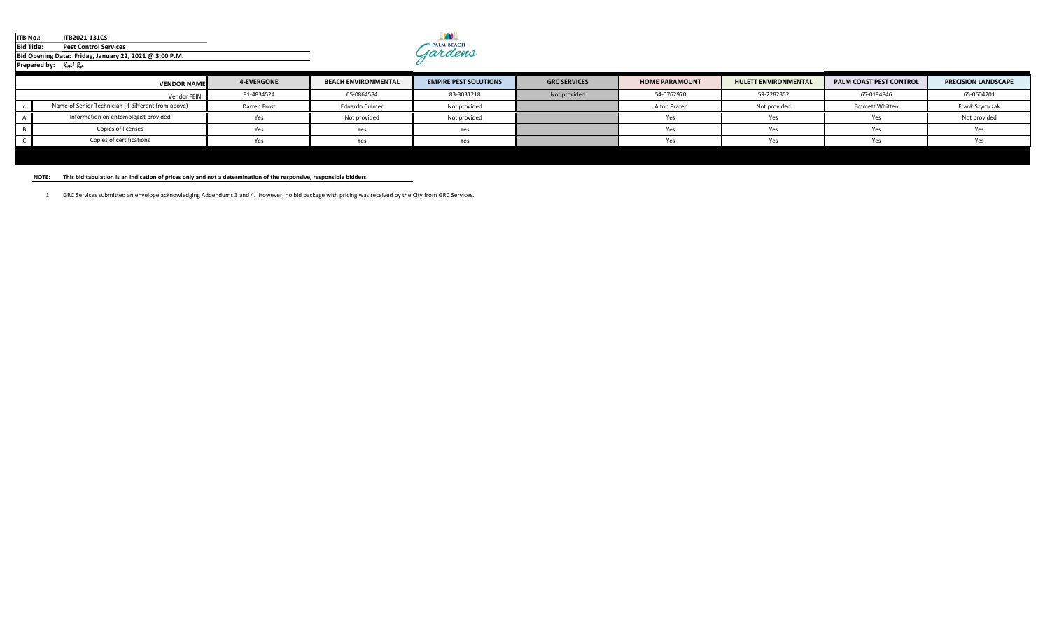**ITB No.:** ITB2021-131CS
**Bid Title:** Pest Control Services
**Bid Opening Date: Friday, January 22, 2021 @ 3:00 P.M.**
**Prepared by:** Km! Ra

Palm Beach Gardens

| | VENDOR NAME | 4-EVERGONE | BEACH ENVIRONMENTAL | EMPIRE PEST SOLUTIONS | GRC SERVICES | HOME PARAMOUNT | HULETT ENVIRONMENTAL | PALM COAST PEST CONTROL | PRECISION LANDSCAPE |
|---|---|---|---|---|---|---|---|---|---|
| | Vendor FEIN | 81-4834524 | 65-0864584 | 83-3031218 | Not provided | 54-0762970 | 59-2282352 | 65-0194846 | 65-0604201 |
| c | Name of Senior Technician (if different from above) | Darren Frost | Eduardo Culmer | Not provided | | Alton Prater | Not provided | Emmett Whitten | Frank Szymczak |
| A | Information on entomologist provided | Yes | Not provided | Not provided | | Yes | Yes | Yes | Not provided |
| B | Copies of licenses | Yes | Yes | Yes | | Yes | Yes | Yes | Yes |
| C | Copies of certifications | Yes | Yes | Yes | | Yes | Yes | Yes | Yes |

**NOTE: This bid tabulation is an indication of prices only and not a determination of the responsive, responsible bidders.**

1 GRC Services submitted an envelope acknowledging Addendums 3 and 4. However, no bid package with pricing was received by the City from GRC Services.